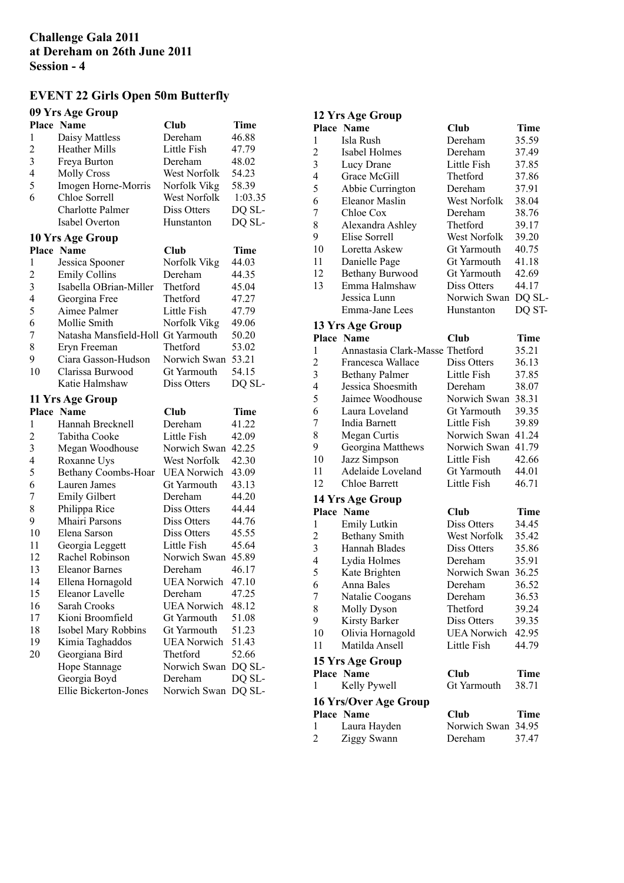**Challenge Gala 2011**
**at Dereham on 26th June 2011**
**Session - 4**

## EVENT 22 Girls Open 50m Butterfly

### 09 Yrs Age Group

| Place | Name | Club | Time |
|---|---|---|---|
| 1 | Daisy Mattless | Dereham | 46.88 |
| 2 | Heather Mills | Little Fish | 47.79 |
| 3 | Freya Burton | Dereham | 48.02 |
| 4 | Molly Cross | West Norfolk | 54.23 |
| 5 | Imogen Horne-Morris | Norfolk Vikg | 58.39 |
| 6 | Chloe Sorrell | West Norfolk | 1:03.35 |
| | Charlotte Palmer | Diss Otters | DQ SL- |
| | Isabel Overton | Hunstanton | DQ SL- |

### 10 Yrs Age Group

| Place | Name | Club | Time |
|---|---|---|---|
| 1 | Jessica Spooner | Norfolk Vikg | 44.03 |
| 2 | Emily Collins | Dereham | 44.35 |
| 3 | Isabella OBrian-Miller | Thetford | 45.04 |
| 4 | Georgina Free | Thetford | 47.27 |
| 5 | Aimee Palmer | Little Fish | 47.79 |
| 6 | Mollie Smith | Norfolk Vikg | 49.06 |
| 7 | Natasha Mansfield-Holl | Gt Yarmouth | 50.20 |
| 8 | Eryn Freeman | Thetford | 53.02 |
| 9 | Ciara Gasson-Hudson | Norwich Swan | 53.21 |
| 10 | Clarissa Burwood | Gt Yarmouth | 54.15 |
| | Katie Halmshaw | Diss Otters | DQ SL- |

### 11 Yrs Age Group

| Place | Name | Club | Time |
|---|---|---|---|
| 1 | Hannah Brecknell | Dereham | 41.22 |
| 2 | Tabitha Cooke | Little Fish | 42.09 |
| 3 | Megan Woodhouse | Norwich Swan | 42.25 |
| 4 | Roxanne Uys | West Norfolk | 42.30 |
| 5 | Bethany Coombs-Hoar | UEA Norwich | 43.09 |
| 6 | Lauren James | Gt Yarmouth | 43.13 |
| 7 | Emily Gilbert | Dereham | 44.20 |
| 8 | Philippa Rice | Diss Otters | 44.44 |
| 9 | Mhairi Parsons | Diss Otters | 44.76 |
| 10 | Elena Sarson | Diss Otters | 45.55 |
| 11 | Georgia Leggett | Little Fish | 45.64 |
| 12 | Rachel Robinson | Norwich Swan | 45.89 |
| 13 | Eleanor Barnes | Dereham | 46.17 |
| 14 | Ellena Hornagold | UEA Norwich | 47.10 |
| 15 | Eleanor Lavelle | Dereham | 47.25 |
| 16 | Sarah Crooks | UEA Norwich | 48.12 |
| 17 | Kioni Broomfield | Gt Yarmouth | 51.08 |
| 18 | Isobel Mary Robbins | Gt Yarmouth | 51.23 |
| 19 | Kimia Taghaddos | UEA Norwich | 51.43 |
| 20 | Georgiana Bird | Thetford | 52.66 |
| | Hope Stannage | Norwich Swan | DQ SL- |
| | Georgia Boyd | Dereham | DQ SL- |
| | Ellie Bickerton-Jones | Norwich Swan | DQ SL- |

### 12 Yrs Age Group

| Place | Name | Club | Time |
|---|---|---|---|
| 1 | Isla Rush | Dereham | 35.59 |
| 2 | Isabel Holmes | Dereham | 37.49 |
| 3 | Lucy Drane | Little Fish | 37.85 |
| 4 | Grace McGill | Thetford | 37.86 |
| 5 | Abbie Currington | Dereham | 37.91 |
| 6 | Eleanor Maslin | West Norfolk | 38.04 |
| 7 | Chloe Cox | Dereham | 38.76 |
| 8 | Alexandra Ashley | Thetford | 39.17 |
| 9 | Elise Sorrell | West Norfolk | 39.20 |
| 10 | Loretta Askew | Gt Yarmouth | 40.75 |
| 11 | Danielle Page | Gt Yarmouth | 41.18 |
| 12 | Bethany Burwood | Gt Yarmouth | 42.69 |
| 13 | Emma Halmshaw | Diss Otters | 44.17 |
| | Jessica Lunn | Norwich Swan | DQ SL- |
| | Emma-Jane Lees | Hunstanton | DQ ST- |

### 13 Yrs Age Group

| Place | Name | Club | Time |
|---|---|---|---|
| 1 | Annastasia Clark-Masse | Thetford | 35.21 |
| 2 | Francesca Wallace | Diss Otters | 36.13 |
| 3 | Bethany Palmer | Little Fish | 37.85 |
| 4 | Jessica Shoesmith | Dereham | 38.07 |
| 5 | Jaimee Woodhouse | Norwich Swan | 38.31 |
| 6 | Laura Loveland | Gt Yarmouth | 39.35 |
| 7 | India Barnett | Little Fish | 39.89 |
| 8 | Megan Curtis | Norwich Swan | 41.24 |
| 9 | Georgina Matthews | Norwich Swan | 41.79 |
| 10 | Jazz Simpson | Little Fish | 42.66 |
| 11 | Adelaide Loveland | Gt Yarmouth | 44.01 |
| 12 | Chloe Barrett | Little Fish | 46.71 |

### 14 Yrs Age Group

| Place | Name | Club | Time |
|---|---|---|---|
| 1 | Emily Lutkin | Diss Otters | 34.45 |
| 2 | Bethany Smith | West Norfolk | 35.42 |
| 3 | Hannah Blades | Diss Otters | 35.86 |
| 4 | Lydia Holmes | Dereham | 35.91 |
| 5 | Kate Brighten | Norwich Swan | 36.25 |
| 6 | Anna Bales | Dereham | 36.52 |
| 7 | Natalie Coogans | Dereham | 36.53 |
| 8 | Molly Dyson | Thetford | 39.24 |
| 9 | Kirsty Barker | Diss Otters | 39.35 |
| 10 | Olivia Hornagold | UEA Norwich | 42.95 |
| 11 | Matilda Ansell | Little Fish | 44.79 |

### 15 Yrs Age Group

| Place | Name | Club | Time |
|---|---|---|---|
| 1 | Kelly Pywell | Gt Yarmouth | 38.71 |

### 16 Yrs/Over Age Group

| Place | Name | Club | Time |
|---|---|---|---|
| 1 | Laura Hayden | Norwich Swan | 34.95 |
| 2 | Ziggy Swann | Dereham | 37.47 |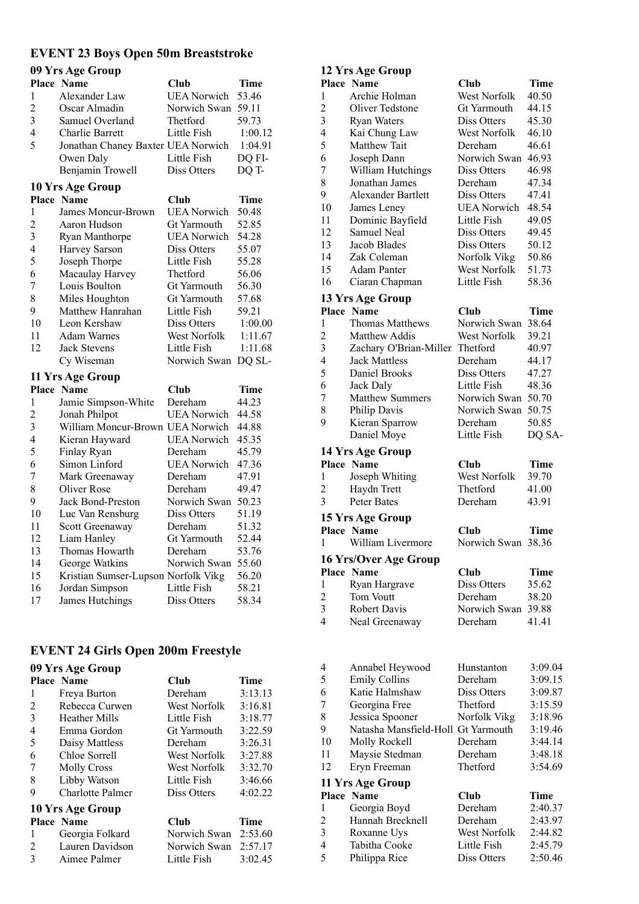## EVENT 23 Boys Open 50m Breaststroke

### 09 Yrs Age Group

| Place | Name | Club | Time |
|---|---|---|---|
| 1 | Alexander Law | UEA Norwich | 53.46 |
| 2 | Oscar Almadin | Norwich Swan | 59.11 |
| 3 | Samuel Overland | Thetford | 59.73 |
| 4 | Charlie Barrett | Little Fish | 1:00.12 |
| 5 | Jonathan Chaney Baxter | UEA Norwich | 1:04.91 |
| | Owen Daly | Little Fish | DQ FI- |
| | Benjamin Trowell | Diss Otters | DQ T- |

### 10 Yrs Age Group

| Place | Name | Club | Time |
|---|---|---|---|
| 1 | James Moncur-Brown | UEA Norwich | 50.48 |
| 2 | Aaron Hudson | Gt Yarmouth | 52.85 |
| 3 | Ryan Manthorpe | UEA Norwich | 54.28 |
| 4 | Harvey Sarson | Diss Otters | 55.07 |
| 5 | Joseph Thorpe | Little Fish | 55.28 |
| 6 | Macaulay Harvey | Thetford | 56.06 |
| 7 | Louis Boulton | Gt Yarmouth | 56.30 |
| 8 | Miles Houghton | Gt Yarmouth | 57.68 |
| 9 | Matthew Hanrahan | Little Fish | 59.21 |
| 10 | Leon Kershaw | Diss Otters | 1:00.00 |
| 11 | Adam Warnes | West Norfolk | 1:11.67 |
| 12 | Jack Stevens | Little Fish | 1:11.68 |
| | Cy Wiseman | Norwich Swan | DQ SL- |

### 11 Yrs Age Group

| Place | Name | Club | Time |
|---|---|---|---|
| 1 | Jamie Simpson-White | Dereham | 44.23 |
| 2 | Jonah Philpot | UEA Norwich | 44.58 |
| 3 | William Moncur-Brown | UEA Norwich | 44.88 |
| 4 | Kieran Hayward | UEA Norwich | 45.35 |
| 5 | Finlay Ryan | Dereham | 45.79 |
| 6 | Simon Linford | UEA Norwich | 47.36 |
| 7 | Mark Greenaway | Dereham | 47.91 |
| 8 | Oliver Rose | Dereham | 49.47 |
| 9 | Jack Bond-Preston | Norwich Swan | 50.23 |
| 10 | Luc Van Rensburg | Diss Otters | 51.19 |
| 11 | Scott Greenaway | Dereham | 51.32 |
| 12 | Liam Hanley | Gt Yarmouth | 52.44 |
| 13 | Thomas Howarth | Dereham | 53.76 |
| 14 | George Watkins | Norwich Swan | 55.60 |
| 15 | Kristian Sumser-Lupson | Norfolk Vikg | 56.20 |
| 16 | Jordan Simpson | Little Fish | 58.21 |
| 17 | James Hutchings | Diss Otters | 58.34 |

### 12 Yrs Age Group

| Place | Name | Club | Time |
|---|---|---|---|
| 1 | Archie Holman | West Norfolk | 40.50 |
| 2 | Oliver Tedstone | Gt Yarmouth | 44.15 |
| 3 | Ryan Waters | Diss Otters | 45.30 |
| 4 | Kai Chung Law | West Norfolk | 46.10 |
| 5 | Matthew Tait | Dereham | 46.61 |
| 6 | Joseph Dann | Norwich Swan | 46.93 |
| 7 | William Hutchings | Diss Otters | 46.98 |
| 8 | Jonathan James | Dereham | 47.34 |
| 9 | Alexander Bartlett | Diss Otters | 47.41 |
| 10 | James Leney | UEA Norwich | 48.54 |
| 11 | Dominic Bayfield | Little Fish | 49.05 |
| 12 | Samuel Neal | Diss Otters | 49.45 |
| 13 | Jacob Blades | Diss Otters | 50.12 |
| 14 | Zak Coleman | Norfolk Vikg | 50.86 |
| 15 | Adam Panter | West Norfolk | 51.73 |
| 16 | Ciaran Chapman | Little Fish | 58.36 |

### 13 Yrs Age Group

| Place | Name | Club | Time |
|---|---|---|---|
| 1 | Thomas Matthews | Norwich Swan | 38.64 |
| 2 | Matthew Addis | West Norfolk | 39.21 |
| 3 | Zachary O'Brian-Miller | Thetford | 40.97 |
| 4 | Jack Mattless | Dereham | 44.17 |
| 5 | Daniel Brooks | Diss Otters | 47.27 |
| 6 | Jack Daly | Little Fish | 48.36 |
| 7 | Matthew Summers | Norwich Swan | 50.70 |
| 8 | Philip Davis | Norwich Swan | 50.75 |
| 9 | Kieran Sparrow | Dereham | 50.85 |
| | Daniel Moye | Little Fish | DQ SA- |

### 14 Yrs Age Group

| Place | Name | Club | Time |
|---|---|---|---|
| 1 | Joseph Whiting | West Norfolk | 39.70 |
| 2 | Haydn Trett | Thetford | 41.00 |
| 3 | Peter Bates | Dereham | 43.91 |

### 15 Yrs Age Group

| Place | Name | Club | Time |
|---|---|---|---|
| 1 | William Livermore | Norwich Swan | 38.36 |

### 16 Yrs/Over Age Group

| Place | Name | Club | Time |
|---|---|---|---|
| 1 | Ryan Hargrave | Diss Otters | 35.62 |
| 2 | Tom Voutt | Dereham | 38.20 |
| 3 | Robert Davis | Norwich Swan | 39.88 |
| 4 | Neal Greenaway | Dereham | 41.41 |

## EVENT 24 Girls Open 200m Freestyle

### 09 Yrs Age Group

| Place | Name | Club | Time |
|---|---|---|---|
| 1 | Freya Burton | Dereham | 3:13.13 |
| 2 | Rebecca Curwen | West Norfolk | 3:16.81 |
| 3 | Heather Mills | Little Fish | 3:18.77 |
| 4 | Emma Gordon | Gt Yarmouth | 3:22.59 |
| 5 | Daisy Mattless | Dereham | 3:26.31 |
| 6 | Chloe Sorrell | West Norfolk | 3:27.88 |
| 7 | Molly Cross | West Norfolk | 3:32.70 |
| 8 | Libby Watson | Little Fish | 3:46.66 |
| 9 | Charlotte Palmer | Diss Otters | 4:02.22 |

### 10 Yrs Age Group

| Place | Name | Club | Time |
|---|---|---|---|
| 1 | Georgia Folkard | Norwich Swan | 2:53.60 |
| 2 | Lauren Davidson | Norwich Swan | 2:57.17 |
| 3 | Aimee Palmer | Little Fish | 3:02.45 |
| 4 | Annabel Heywood | Hunstanton | 3:09.04 |
| 5 | Emily Collins | Dereham | 3:09.15 |
| 6 | Katie Halmshaw | Diss Otters | 3:09.87 |
| 7 | Georgina Free | Thetford | 3:15.59 |
| 8 | Jessica Spooner | Norfolk Vikg | 3:18.96 |
| 9 | Natasha Mansfield-Holl | Gt Yarmouth | 3:19.46 |
| 10 | Molly Rockell | Dereham | 3:44.14 |
| 11 | Maysie Stedman | Dereham | 3:48.18 |
| 12 | Eryn Freeman | Thetford | 3:54.69 |

### 11 Yrs Age Group

| Place | Name | Club | Time |
|---|---|---|---|
| 1 | Georgia Boyd | Dereham | 2:40.37 |
| 2 | Hannah Brecknell | Dereham | 2:43.97 |
| 3 | Roxanne Uys | West Norfolk | 2:44.82 |
| 4 | Tabitha Cooke | Little Fish | 2:45.79 |
| 5 | Philippa Rice | Diss Otters | 2:50.46 |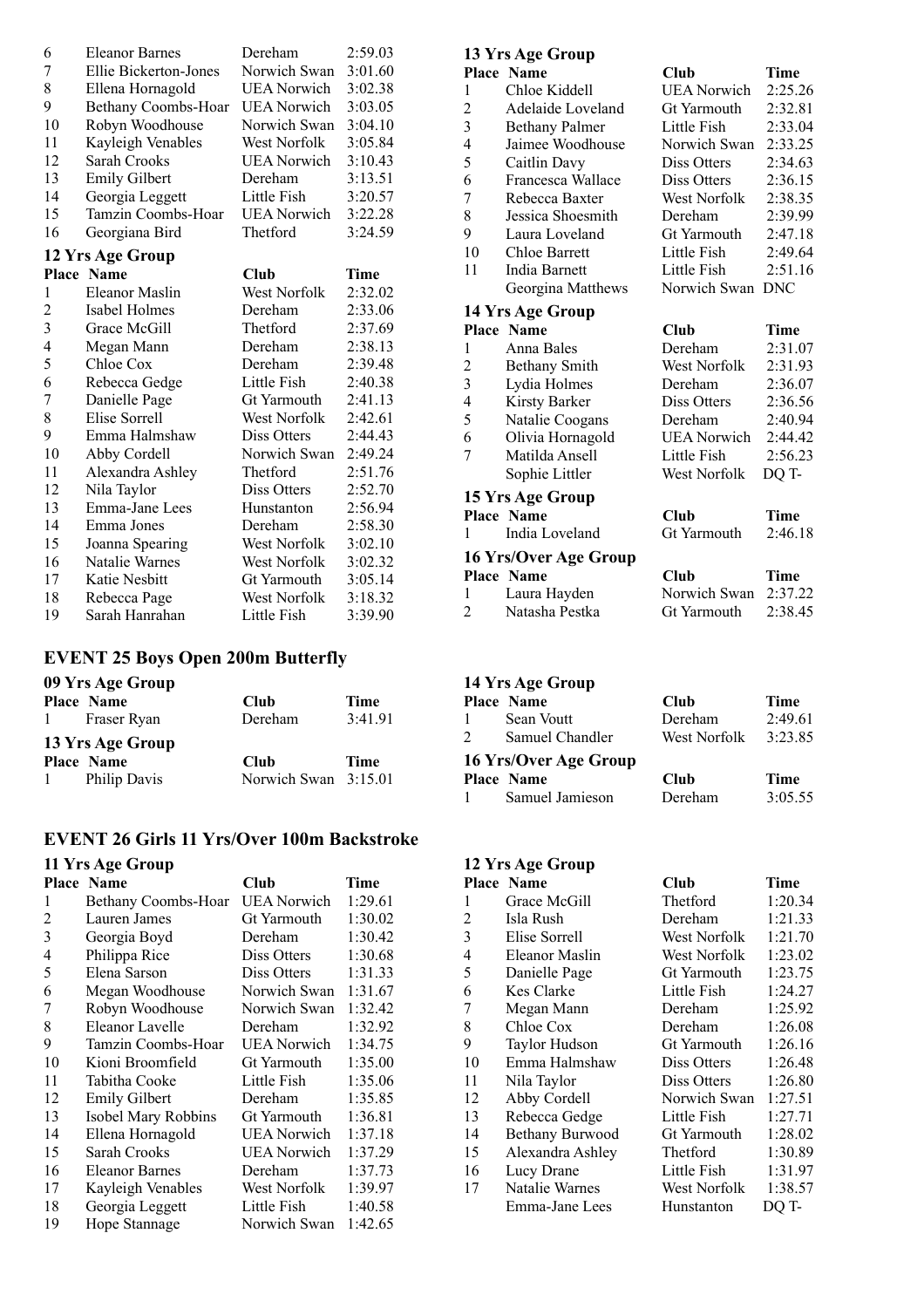| Place | Name | Club | Time |
|---|---|---|---|
| 6 | Eleanor Barnes | Dereham | 2:59.03 |
| 7 | Ellie Bickerton-Jones | Norwich Swan | 3:01.60 |
| 8 | Ellena Hornagold | UEA Norwich | 3:02.38 |
| 9 | Bethany Coombs-Hoar | UEA Norwich | 3:03.05 |
| 10 | Robyn Woodhouse | Norwich Swan | 3:04.10 |
| 11 | Kayleigh Venables | West Norfolk | 3:05.84 |
| 12 | Sarah Crooks | UEA Norwich | 3:10.43 |
| 13 | Emily Gilbert | Dereham | 3:13.51 |
| 14 | Georgia Leggett | Little Fish | 3:20.57 |
| 15 | Tamzin Coombs-Hoar | UEA Norwich | 3:22.28 |
| 16 | Georgiana Bird | Thetford | 3:24.59 |

**12 Yrs Age Group**

| Place | Name | Club | Time |
|---|---|---|---|
| 1 | Eleanor Maslin | West Norfolk | 2:32.02 |
| 2 | Isabel Holmes | Dereham | 2:33.06 |
| 3 | Grace McGill | Thetford | 2:37.69 |
| 4 | Megan Mann | Dereham | 2:38.13 |
| 5 | Chloe Cox | Dereham | 2:39.48 |
| 6 | Rebecca Gedge | Little Fish | 2:40.38 |
| 7 | Danielle Page | Gt Yarmouth | 2:41.13 |
| 8 | Elise Sorrell | West Norfolk | 2:42.61 |
| 9 | Emma Halmshaw | Diss Otters | 2:44.43 |
| 10 | Abby Cordell | Norwich Swan | 2:49.24 |
| 11 | Alexandra Ashley | Thetford | 2:51.76 |
| 12 | Nila Taylor | Diss Otters | 2:52.70 |
| 13 | Emma-Jane Lees | Hunstanton | 2:56.94 |
| 14 | Emma Jones | Dereham | 2:58.30 |
| 15 | Joanna Spearing | West Norfolk | 3:02.10 |
| 16 | Natalie Warnes | West Norfolk | 3:02.32 |
| 17 | Katie Nesbitt | Gt Yarmouth | 3:05.14 |
| 18 | Rebecca Page | West Norfolk | 3:18.32 |
| 19 | Sarah Hanrahan | Little Fish | 3:39.90 |

**13 Yrs Age Group**

| Place | Name | Club | Time |
|---|---|---|---|
| 1 | Chloe Kiddell | UEA Norwich | 2:25.26 |
| 2 | Adelaide Loveland | Gt Yarmouth | 2:32.81 |
| 3 | Bethany Palmer | Little Fish | 2:33.04 |
| 4 | Jaimee Woodhouse | Norwich Swan | 2:33.25 |
| 5 | Caitlin Davy | Diss Otters | 2:34.63 |
| 6 | Francesca Wallace | Diss Otters | 2:36.15 |
| 7 | Rebecca Baxter | West Norfolk | 2:38.35 |
| 8 | Jessica Shoesmith | Dereham | 2:39.99 |
| 9 | Laura Loveland | Gt Yarmouth | 2:47.18 |
| 10 | Chloe Barrett | Little Fish | 2:49.64 |
| 11 | India Barnett | Little Fish | 2:51.16 |
| | Georgina Matthews | Norwich Swan | DNC |

**14 Yrs Age Group**

| Place | Name | Club | Time |
|---|---|---|---|
| 1 | Anna Bales | Dereham | 2:31.07 |
| 2 | Bethany Smith | West Norfolk | 2:31.93 |
| 3 | Lydia Holmes | Dereham | 2:36.07 |
| 4 | Kirsty Barker | Diss Otters | 2:36.56 |
| 5 | Natalie Coogans | Dereham | 2:40.94 |
| 6 | Olivia Hornagold | UEA Norwich | 2:44.42 |
| 7 | Matilda Ansell | Little Fish | 2:56.23 |
| | Sophie Littler | West Norfolk | DQ T- |

**15 Yrs Age Group**

| Place | Name | Club | Time |
|---|---|---|---|
| 1 | India Loveland | Gt Yarmouth | 2:46.18 |

**16 Yrs/Over Age Group**

| Place | Name | Club | Time |
|---|---|---|---|
| 1 | Laura Hayden | Norwich Swan | 2:37.22 |
| 2 | Natasha Pestka | Gt Yarmouth | 2:38.45 |

## EVENT 25 Boys Open 200m Butterfly

**09 Yrs Age Group**

| Place | Name | Club | Time |
|---|---|---|---|
| 1 | Fraser Ryan | Dereham | 3:41.91 |

**13 Yrs Age Group**

| Place | Name | Club | Time |
|---|---|---|---|
| 1 | Philip Davis | Norwich Swan | 3:15.01 |

**14 Yrs Age Group**

| Place | Name | Club | Time |
|---|---|---|---|
| 1 | Sean Voutt | Dereham | 2:49.61 |
| 2 | Samuel Chandler | West Norfolk | 3:23.85 |

**16 Yrs/Over Age Group**

| Place | Name | Club | Time |
|---|---|---|---|
| 1 | Samuel Jamieson | Dereham | 3:05.55 |

## EVENT 26 Girls 11 Yrs/Over 100m Backstroke

**11 Yrs Age Group**

| Place | Name | Club | Time |
|---|---|---|---|
| 1 | Bethany Coombs-Hoar | UEA Norwich | 1:29.61 |
| 2 | Lauren James | Gt Yarmouth | 1:30.02 |
| 3 | Georgia Boyd | Dereham | 1:30.42 |
| 4 | Philippa Rice | Diss Otters | 1:30.68 |
| 5 | Elena Sarson | Diss Otters | 1:31.33 |
| 6 | Megan Woodhouse | Norwich Swan | 1:31.67 |
| 7 | Robyn Woodhouse | Norwich Swan | 1:32.42 |
| 8 | Eleanor Lavelle | Dereham | 1:32.92 |
| 9 | Tamzin Coombs-Hoar | UEA Norwich | 1:34.75 |
| 10 | Kioni Broomfield | Gt Yarmouth | 1:35.00 |
| 11 | Tabitha Cooke | Little Fish | 1:35.06 |
| 12 | Emily Gilbert | Dereham | 1:35.85 |
| 13 | Isobel Mary Robbins | Gt Yarmouth | 1:36.81 |
| 14 | Ellena Hornagold | UEA Norwich | 1:37.18 |
| 15 | Sarah Crooks | UEA Norwich | 1:37.29 |
| 16 | Eleanor Barnes | Dereham | 1:37.73 |
| 17 | Kayleigh Venables | West Norfolk | 1:39.97 |
| 18 | Georgia Leggett | Little Fish | 1:40.58 |
| 19 | Hope Stannage | Norwich Swan | 1:42.65 |

**12 Yrs Age Group**

| Place | Name | Club | Time |
|---|---|---|---|
| 1 | Grace McGill | Thetford | 1:20.34 |
| 2 | Isla Rush | Dereham | 1:21.33 |
| 3 | Elise Sorrell | West Norfolk | 1:21.70 |
| 4 | Eleanor Maslin | West Norfolk | 1:23.02 |
| 5 | Danielle Page | Gt Yarmouth | 1:23.75 |
| 6 | Kes Clarke | Little Fish | 1:24.27 |
| 7 | Megan Mann | Dereham | 1:25.92 |
| 8 | Chloe Cox | Dereham | 1:26.08 |
| 9 | Taylor Hudson | Gt Yarmouth | 1:26.16 |
| 10 | Emma Halmshaw | Diss Otters | 1:26.48 |
| 11 | Nila Taylor | Diss Otters | 1:26.80 |
| 12 | Abby Cordell | Norwich Swan | 1:27.51 |
| 13 | Rebecca Gedge | Little Fish | 1:27.71 |
| 14 | Bethany Burwood | Gt Yarmouth | 1:28.02 |
| 15 | Alexandra Ashley | Thetford | 1:30.89 |
| 16 | Lucy Drane | Little Fish | 1:31.97 |
| 17 | Natalie Warnes | West Norfolk | 1:38.57 |
| | Emma-Jane Lees | Hunstanton | DQ T- |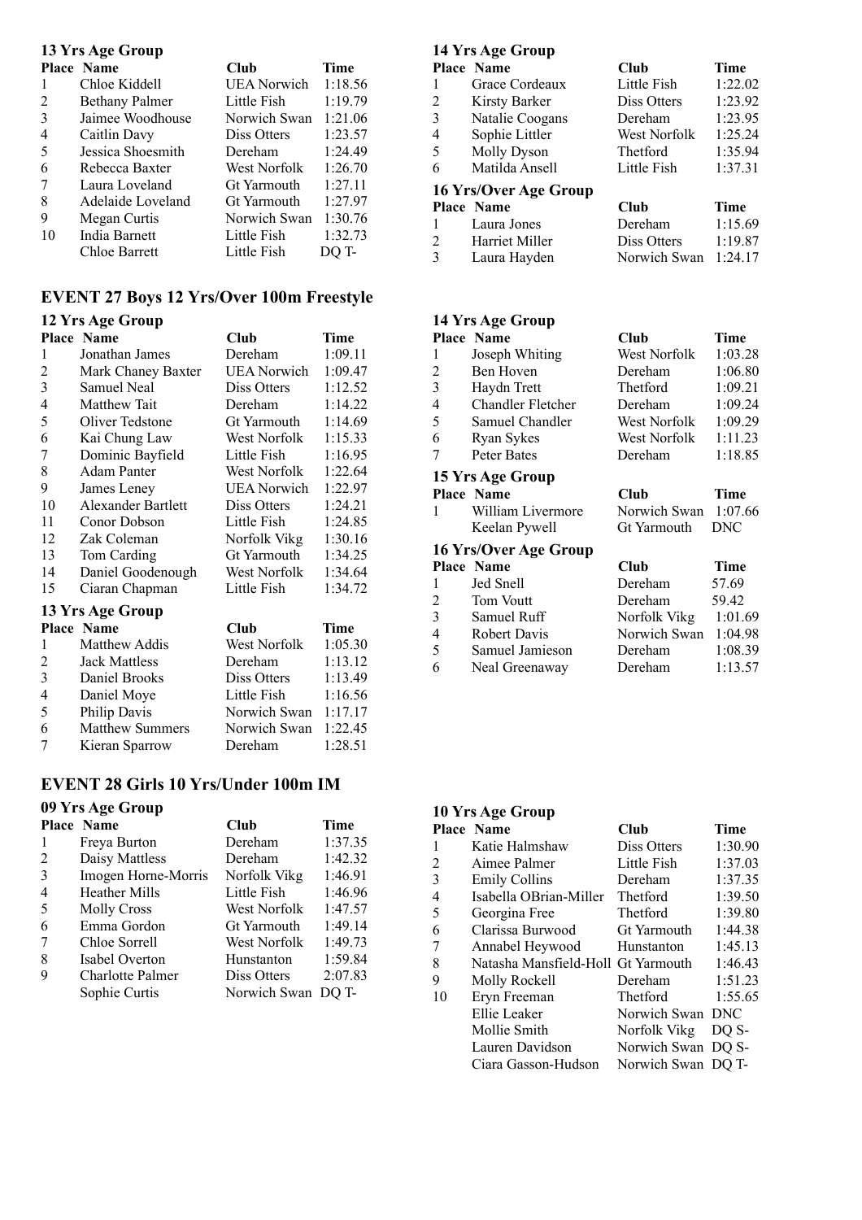### 13 Yrs Age Group

| Place | Name | Club | Time |
|---|---|---|---|
| 1 | Chloe Kiddell | UEA Norwich | 1:18.56 |
| 2 | Bethany Palmer | Little Fish | 1:19.79 |
| 3 | Jaimee Woodhouse | Norwich Swan | 1:21.06 |
| 4 | Caitlin Davy | Diss Otters | 1:23.57 |
| 5 | Jessica Shoesmith | Dereham | 1:24.49 |
| 6 | Rebecca Baxter | West Norfolk | 1:26.70 |
| 7 | Laura Loveland | Gt Yarmouth | 1:27.11 |
| 8 | Adelaide Loveland | Gt Yarmouth | 1:27.97 |
| 9 | Megan Curtis | Norwich Swan | 1:30.76 |
| 10 | India Barnett | Little Fish | 1:32.73 |
| | Chloe Barrett | Little Fish | DQ T- |

### 14 Yrs Age Group

| Place | Name | Club | Time |
|---|---|---|---|
| 1 | Grace Cordeaux | Little Fish | 1:22.02 |
| 2 | Kirsty Barker | Diss Otters | 1:23.92 |
| 3 | Natalie Coogans | Dereham | 1:23.95 |
| 4 | Sophie Littler | West Norfolk | 1:25.24 |
| 5 | Molly Dyson | Thetford | 1:35.94 |
| 6 | Matilda Ansell | Little Fish | 1:37.31 |

### 16 Yrs/Over Age Group

| Place | Name | Club | Time |
|---|---|---|---|
| 1 | Laura Jones | Dereham | 1:15.69 |
| 2 | Harriet Miller | Diss Otters | 1:19.87 |
| 3 | Laura Hayden | Norwich Swan | 1:24.17 |

## EVENT 27 Boys 12 Yrs/Over 100m Freestyle

### 12 Yrs Age Group

| Place | Name | Club | Time |
|---|---|---|---|
| 1 | Jonathan James | Dereham | 1:09.11 |
| 2 | Mark Chaney Baxter | UEA Norwich | 1:09.47 |
| 3 | Samuel Neal | Diss Otters | 1:12.52 |
| 4 | Matthew Tait | Dereham | 1:14.22 |
| 5 | Oliver Tedstone | Gt Yarmouth | 1:14.69 |
| 6 | Kai Chung Law | West Norfolk | 1:15.33 |
| 7 | Dominic Bayfield | Little Fish | 1:16.95 |
| 8 | Adam Panter | West Norfolk | 1:22.64 |
| 9 | James Leney | UEA Norwich | 1:22.97 |
| 10 | Alexander Bartlett | Diss Otters | 1:24.21 |
| 11 | Conor Dobson | Little Fish | 1:24.85 |
| 12 | Zak Coleman | Norfolk Vikg | 1:30.16 |
| 13 | Tom Carding | Gt Yarmouth | 1:34.25 |
| 14 | Daniel Goodenough | West Norfolk | 1:34.64 |
| 15 | Ciaran Chapman | Little Fish | 1:34.72 |

### 13 Yrs Age Group

| Place | Name | Club | Time |
|---|---|---|---|
| 1 | Matthew Addis | West Norfolk | 1:05.30 |
| 2 | Jack Mattless | Dereham | 1:13.12 |
| 3 | Daniel Brooks | Diss Otters | 1:13.49 |
| 4 | Daniel Moye | Little Fish | 1:16.56 |
| 5 | Philip Davis | Norwich Swan | 1:17.17 |
| 6 | Matthew Summers | Norwich Swan | 1:22.45 |
| 7 | Kieran Sparrow | Dereham | 1:28.51 |

### 14 Yrs Age Group

| Place | Name | Club | Time |
|---|---|---|---|
| 1 | Joseph Whiting | West Norfolk | 1:03.28 |
| 2 | Ben Hoven | Dereham | 1:06.80 |
| 3 | Haydn Trett | Thetford | 1:09.21 |
| 4 | Chandler Fletcher | Dereham | 1:09.24 |
| 5 | Samuel Chandler | West Norfolk | 1:09.29 |
| 6 | Ryan Sykes | West Norfolk | 1:11.23 |
| 7 | Peter Bates | Dereham | 1:18.85 |

### 15 Yrs Age Group

| Place | Name | Club | Time |
|---|---|---|---|
| 1 | William Livermore | Norwich Swan | 1:07.66 |
| | Keelan Pywell | Gt Yarmouth | DNC |

### 16 Yrs/Over Age Group

| Place | Name | Club | Time |
|---|---|---|---|
| 1 | Jed Snell | Dereham | 57.69 |
| 2 | Tom Voutt | Dereham | 59.42 |
| 3 | Samuel Ruff | Norfolk Vikg | 1:01.69 |
| 4 | Robert Davis | Norwich Swan | 1:04.98 |
| 5 | Samuel Jamieson | Dereham | 1:08.39 |
| 6 | Neal Greenaway | Dereham | 1:13.57 |

## EVENT 28 Girls 10 Yrs/Under 100m IM

### 09 Yrs Age Group

| Place | Name | Club | Time |
|---|---|---|---|
| 1 | Freya Burton | Dereham | 1:37.35 |
| 2 | Daisy Mattless | Dereham | 1:42.32 |
| 3 | Imogen Horne-Morris | Norfolk Vikg | 1:46.91 |
| 4 | Heather Mills | Little Fish | 1:46.96 |
| 5 | Molly Cross | West Norfolk | 1:47.57 |
| 6 | Emma Gordon | Gt Yarmouth | 1:49.14 |
| 7 | Chloe Sorrell | West Norfolk | 1:49.73 |
| 8 | Isabel Overton | Hunstanton | 1:59.84 |
| 9 | Charlotte Palmer | Diss Otters | 2:07.83 |
| | Sophie Curtis | Norwich Swan | DQ T- |

### 10 Yrs Age Group

| Place | Name | Club | Time |
|---|---|---|---|
| 1 | Katie Halmshaw | Diss Otters | 1:30.90 |
| 2 | Aimee Palmer | Little Fish | 1:37.03 |
| 3 | Emily Collins | Dereham | 1:37.35 |
| 4 | Isabella OBrian-Miller | Thetford | 1:39.50 |
| 5 | Georgina Free | Thetford | 1:39.80 |
| 6 | Clarissa Burwood | Gt Yarmouth | 1:44.38 |
| 7 | Annabel Heywood | Hunstanton | 1:45.13 |
| 8 | Natasha Mansfield-Holl | Gt Yarmouth | 1:46.43 |
| 9 | Molly Rockell | Dereham | 1:51.23 |
| 10 | Eryn Freeman | Thetford | 1:55.65 |
| | Ellie Leaker | Norwich Swan | DNC |
| | Mollie Smith | Norfolk Vikg | DQ S- |
| | Lauren Davidson | Norwich Swan | DQ S- |
| | Ciara Gasson-Hudson | Norwich Swan | DQ T- |